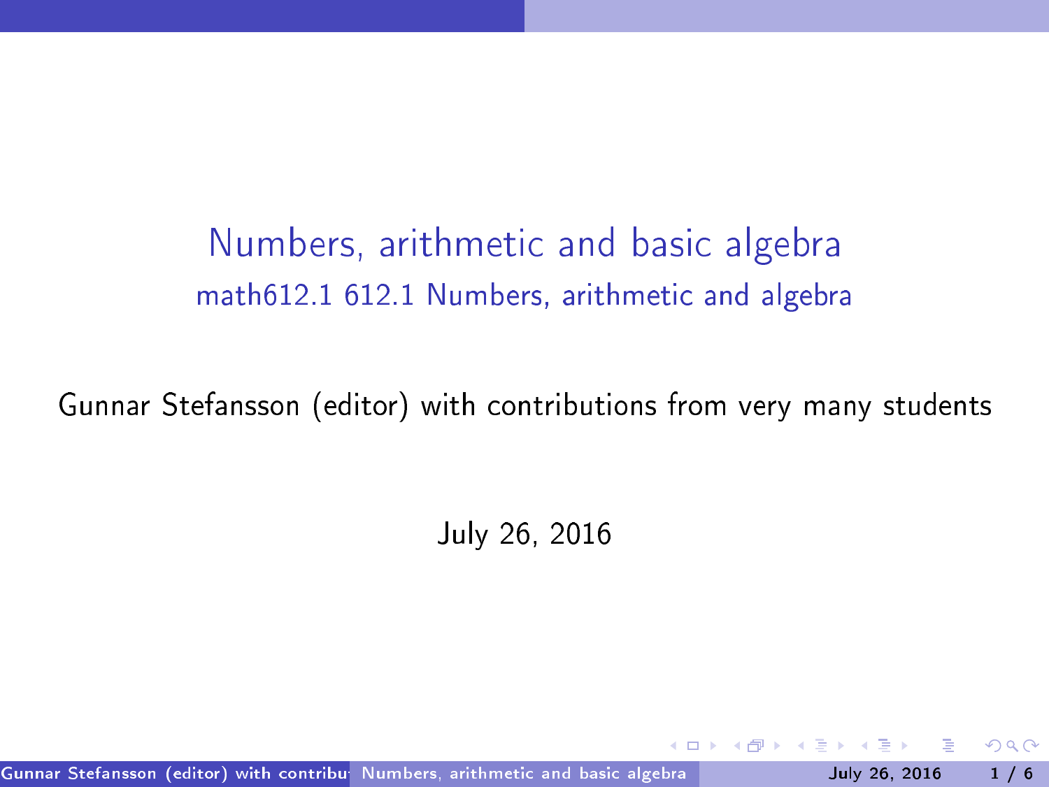# Numbers, arithmetic and basic algebra

## math612.1 612.1 Numbers, arithmetic and algebra

Gunnar Stefansson (editor) with contributions from very many students

July 26, 2016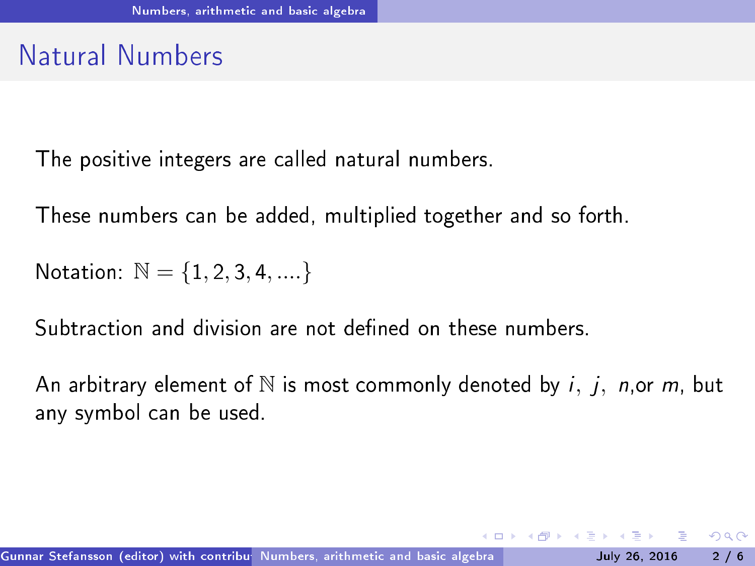# Natural Numbers

The positive integers are called natural numbers.

These numbers can be added, multiplied together and so forth.

Notation: $\mathbb{N} = \{1, 2, 3, 4, ....\}$

Subtraction and division are not defined on these numbers.

An arbitrary element of $\mathbb{N}$ is most commonly denoted by $i$, $j$, $n$,or $m$, but any symbol can be used.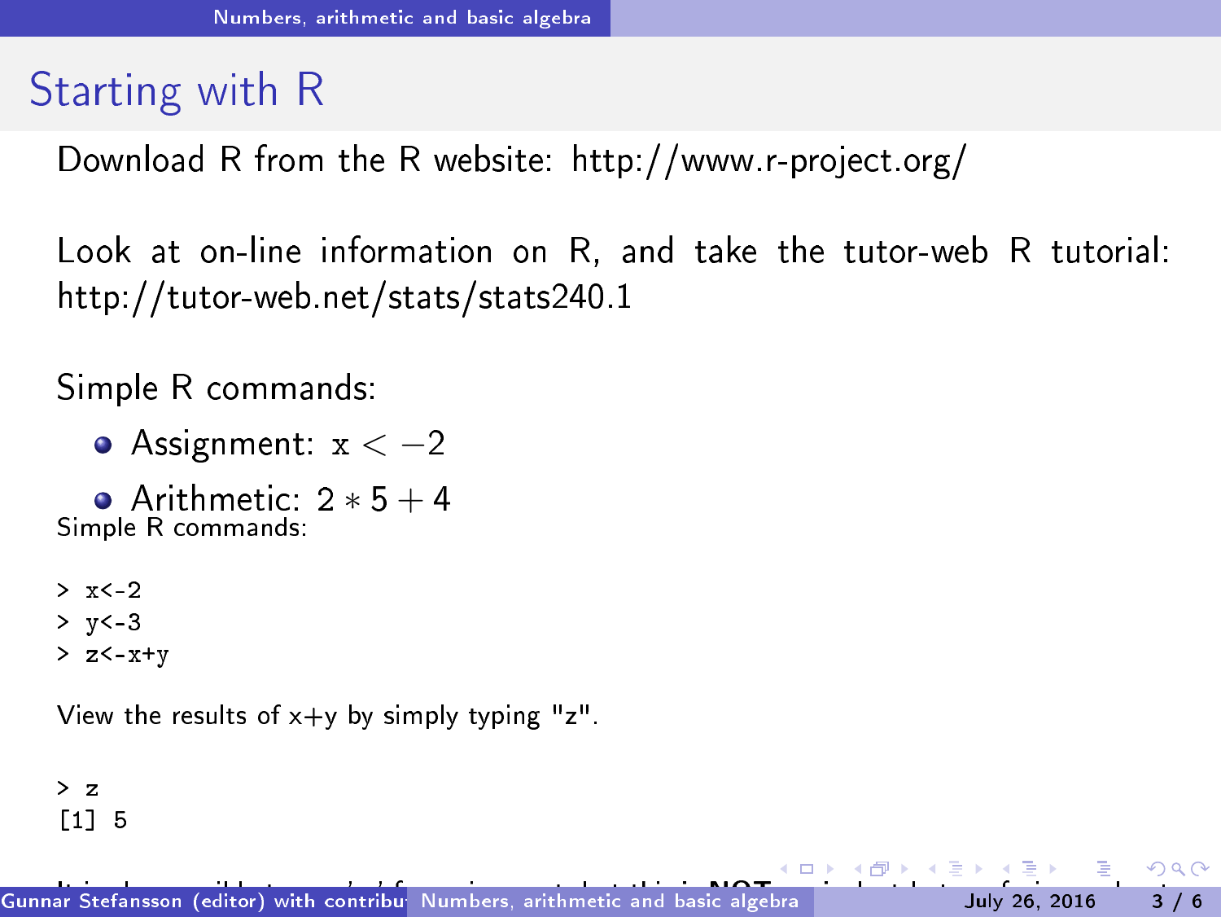## Starting with R

Download R from the R website: http://www.r-project.org/

Look at on-line information on R, and take the tutor-web R tutorial: http://tutor-web.net/stats/stats240.1

Simple R commands:

- Assignment: $\texttt{x} < -2$
- Arithmetic: $2 * 5 + 4$

Simple R commands:

```
> x<-2
> y<-3
> z<-x+y
```

View the results of x+y by simply typing "z".

```
> z
[1] 5
```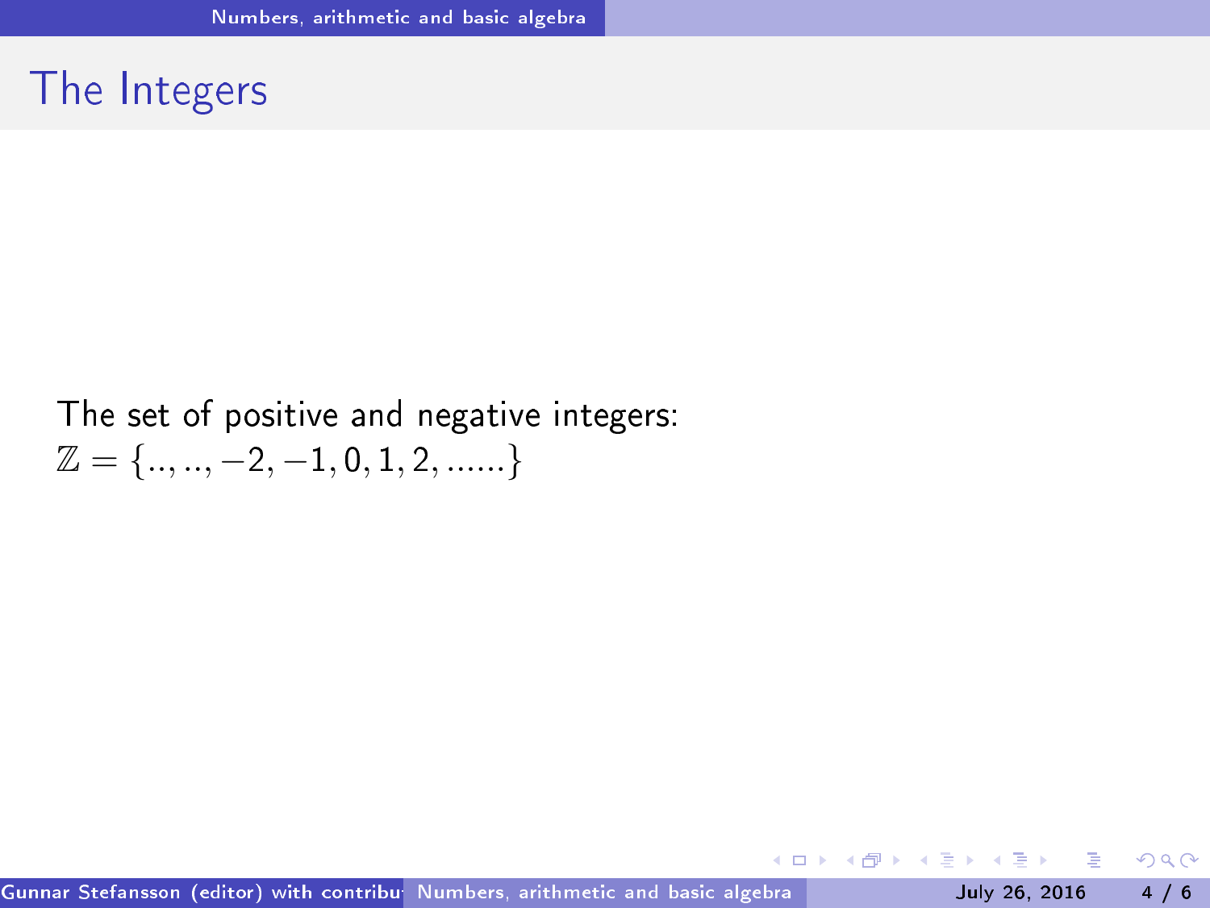# The Integers

The set of positive and negative integers:
$\mathbb{Z} = \{.., .., -2, -1, 0, 1, 2, ......\}$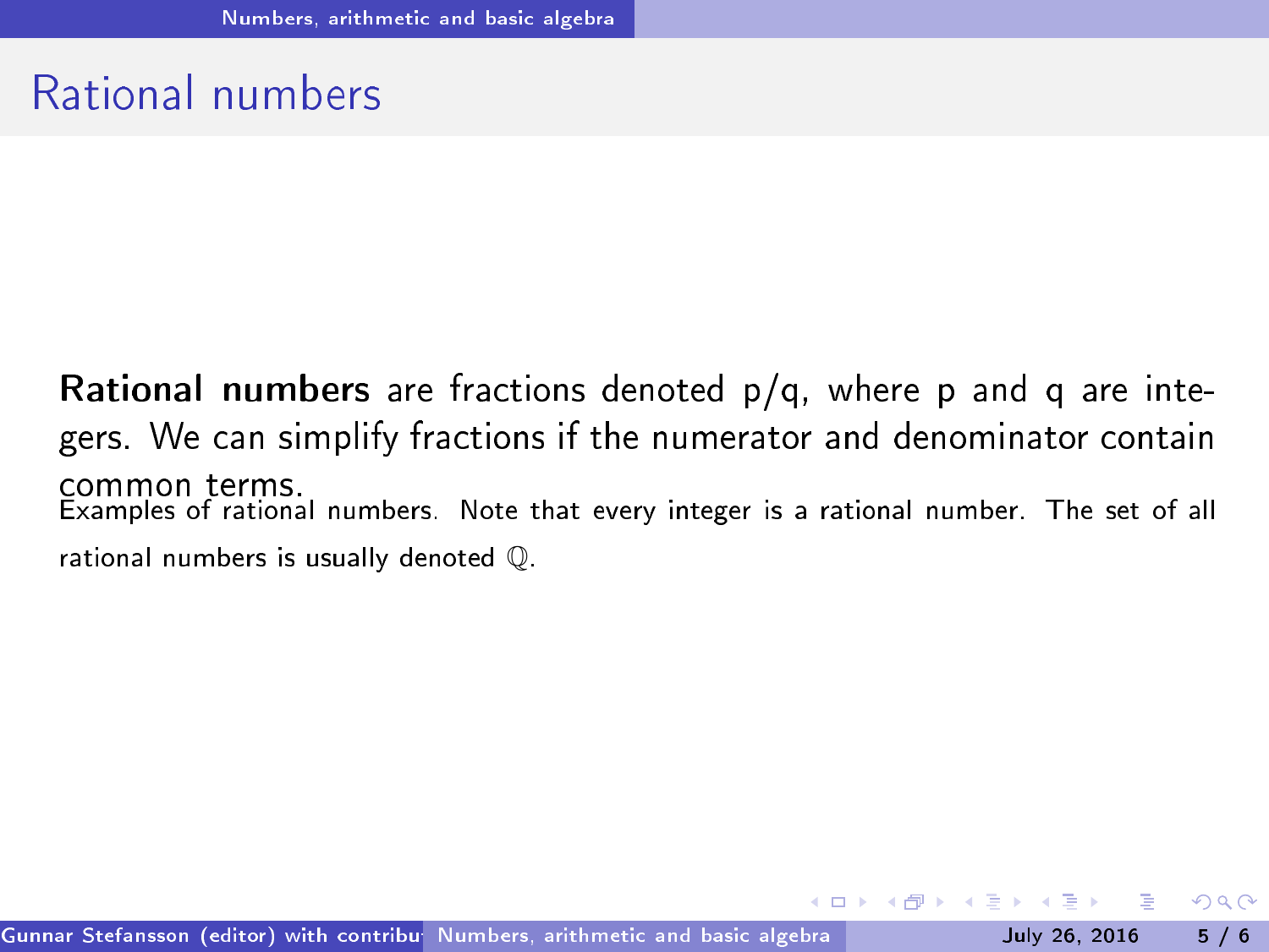# Rational numbers

**Rational numbers** are fractions denoted p/q, where p and q are integers. We can simplify fractions if the numerator and denominator contain common terms.

Examples of rational numbers. Note that every integer is a rational number. The set of all rational numbers is usually denoted $\mathbb{Q}$.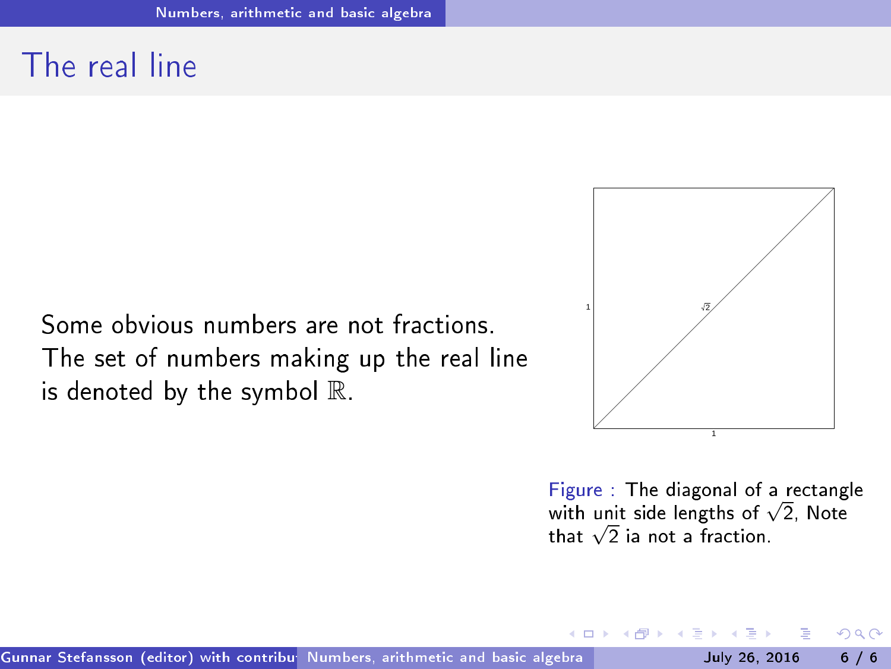# The real line

Some obvious numbers are not fractions. The set of numbers making up the real line is denoted by the symbol $\mathbb{R}$.

1

$\sqrt{2}$

1

Figure : The diagonal of a rectangle with unit side lengths of $\sqrt{2}$, Note that $\sqrt{2}$ ia not a fraction.